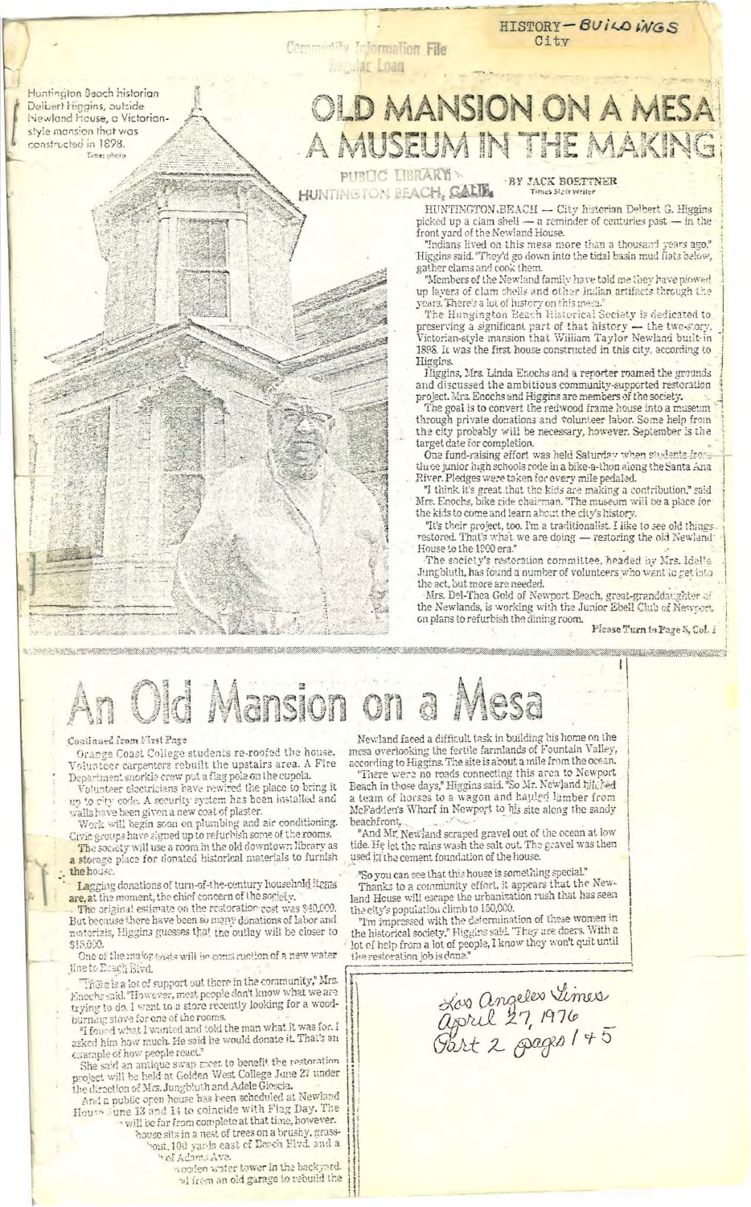HISTORY—BUILDINGS
City

Community Information File
Regular Loan

Huntington Beach historian Delbert Higgins, outside Newland House, a Victorian-style mansion that was constructed in 1898.
Times photo

# OLD MANSION ON A MESA A MUSEUM IN THE MAKING

PUBLIC LIBRARY
HUNTINGTON BEACH, CALIF.

BY JACK BOETTNER
Times Staff Writer

HUNTINGTON BEACH — City historian Delbert G. Higgins picked up a clam shell — a reminder of centuries past — in the front yard of the Newland House.

"Indians lived on this mesa more than a thousand years ago," Higgins said. "They'd go down into the tidal basin mud flats below, gather clams and cook them.

"Members of the Newland family have told me they have plowed up layers of clam shells and other Indian artifacts through the years. There's a lot of history on this mesa."

The Huntington Beach Historical Society is dedicated to preserving a significant part of that history — the two-story, Victorian-style mansion that William Taylor Newland built in 1898. It was the first house constructed in this city, according to Higgins.

Higgins, Mrs. Linda Enochs and a reporter roamed the grounds and discussed the ambitious community-supported restoration project. Mrs. Enochs and Higgins are members of the society.

The goal is to convert the redwood frame house into a museum through private donations and volunteer labor. Some help from the city probably will be necessary, however. September is the target date for completion.

One fund-raising effort was held Saturday when students from three junior high schools rode in a bike-a-thon along the Santa Ana River. Pledges were taken for every mile pedaled.

"I think it's great that the kids are making a contribution," said Mrs. Enochs, bike ride chairman. "The museum will be a place for the kids to come and learn about the city's history.

"It's their project, too. I'm a traditionalist. I like to see old things restored. That's what we are doing — restoring the old Newland House to the 1900 era."

The society's restoration committee, headed by Mrs. Idelle Jungbluth, has found a number of volunteers who want to get into the act, but more are needed.

Mrs. Del-Thea Gold of Newport Beach, great-granddaughter of the Newlands, is working with the Junior Ebell Club of Newport on plans to refurbish the dining room.

Please Turn to Page 5, Col. 1

# An Old Mansion on a Mesa

Continued from First Page

Orange Coast College students re-roofed the house. Volunteer carpenters rebuilt the upstairs area. A Fire Department snorkle crew put a flag pole on the cupola.

Volunteer electricians have rewired the place to bring it up to city code. A security system has been installed and walls have been given a new coat of plaster.

Work will begin soon on plumbing and air conditioning. Civic groups have signed up to refurbish some of the rooms.

The society will use a room in the old downtown library as a storage place for donated historical materials to furnish the house.

Lagging donations of turn-of-the-century household items are, at the moment, the chief concern of the society.

The original estimate on the restoration cost was $40,000. But because there have been so many donations of labor and materials, Higgins guesses that the outlay will be closer to $15,000.

One of the major costs will be construction of a new water line to Beach Blvd.

"There is a lot of support out there in the community," Mrs. Enochs said. "However, most people don't know what we are trying to do. I went to a store recently looking for a wood-burning stove for one of the rooms.

"I found what I wanted and told the man what it was for. I asked him how much. He said he would donate it. That's an example of how people react."

She said an antique swap meet to benefit the restoration project will be held at Golden West College June 27 under the direction of Mrs. Jungbluth and Adele Gioscia.

And a public open house has been scheduled at Newland House June 13 and 14 to coincide with Flag Day. The ... will be far from complete at that time, however.

... house sits in a nest of trees on a brushy, grass- ... out, 100 yards east of Beach Blvd. and a ... of Adams Ave.

... wooden water tower in the backyard. ... from an old garage to rebuild the

Newland faced a difficult task in building his home on the mesa overlooking the fertile farmlands of Fountain Valley, according to Higgins. The site is about a mile from the ocean.

"There were no roads connecting this area to Newport Beach in those days," Higgins said. "So Mr. Newland hitched a team of horses to a wagon and hauled lumber from McFadden's Wharf in Newport to his site along the sandy beachfront.

"And Mr. Newland scraped gravel out of the ocean at low tide. He let the rains wash the salt out. The gravel was then used in the cement foundation of the house.

"So you can see that this house is something special."

Thanks to a community effort, it appears that the Newland House will escape the urbanization rush that has seen the city's population climb to 150,000.

"I'm impressed with the determination of these women in the historical society," Higgins said. "They are doers. With a lot of help from a lot of people, I know they won't quit until the restoration job is done."

*Los Angeles Times*
*April 27, 1976*
*Part 2 pages 1 + 5*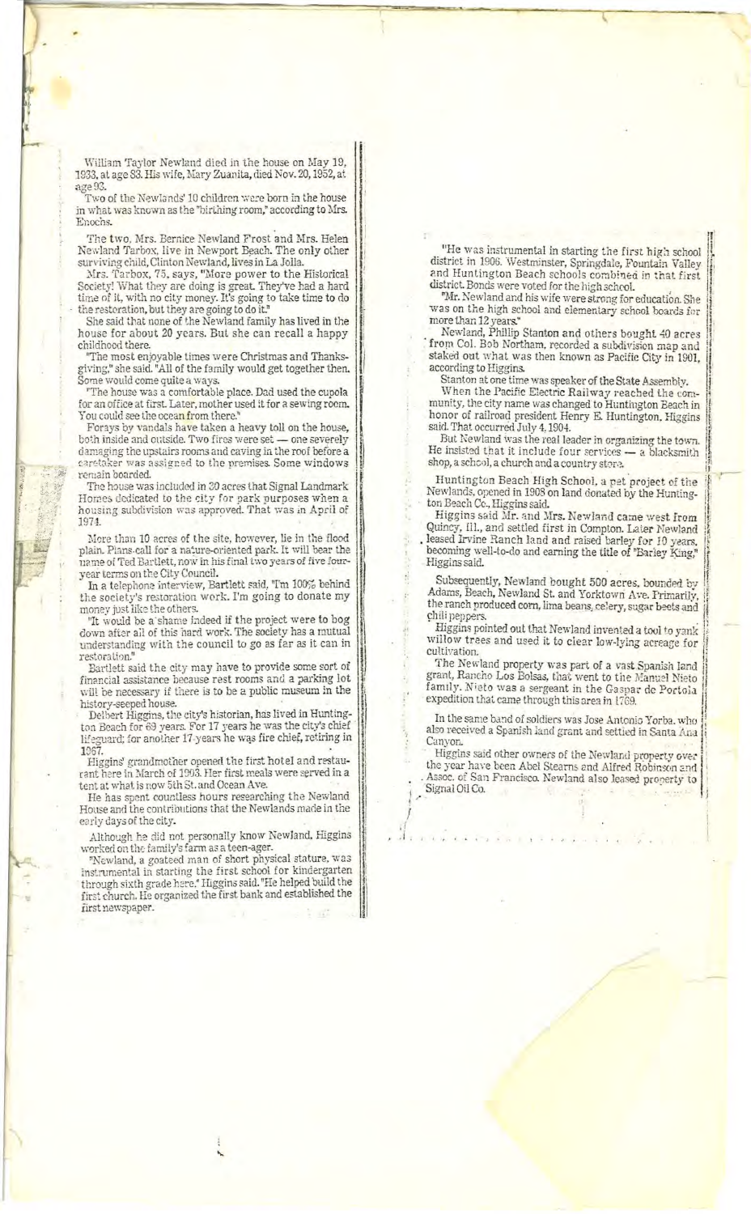William Taylor Newland died in the house on May 19, 1933, at age 83. His wife, Mary Zuanita, died Nov. 20, 1952, at age 93.

Two of the Newlands' 10 children were born in the house in what was known as the "birthing room," according to Mrs. Enochs.

The two, Mrs. Bernice Newland Frost and Mrs. Helen Newland Tarbox, live in Newport Beach. The only other surviving child, Clinton Newland, lives in La Jolla.

Mrs. Tarbox, 75, says, "More power to the Historical Society! What they are doing is great. They've had a hard time of it, with no city money. It's going to take time to do the restoration, but they are going to do it."

She said that none of the Newland family has lived in the house for about 20 years. But she can recall a happy childhood there.

"The most enjoyable times were Christmas and Thanksgiving," she said. "All of the family would get together then. Some would come quite a ways.

"The house was a comfortable place. Dad used the cupola for an office at first. Later, mother used it for a sewing room. You could see the ocean from there."

Forays by vandals have taken a heavy toll on the house, both inside and outside. Two fires were set — one severely damaging the upstairs rooms and caving in the roof before a caretaker was assigned to the premises. Some windows remain boarded.

The house was included in 30 acres that Signal Landmark Homes dedicated to the city for park purposes when a housing subdivision was approved. That was in April of 1974.

More than 10 acres of the site, however, lie in the flood plain. Plans call for a nature-oriented park. It will bear the name of Ted Bartlett, now in his final two years of five four-year terms on the City Council.

In a telephone interview, Bartlett said, "I'm 100% behind the society's restoration work. I'm going to donate my money just like the others.

"It would be a shame indeed if the project were to bog down after all of this hard work. The society has a mutual understanding with the council to go as far as it can in restoration."

Bartlett said the city may have to provide some sort of financial assistance because rest rooms and a parking lot will be necessary if there is to be a public museum in the history-seeped house.

Delbert Higgins, the city's historian, has lived in Huntington Beach for 69 years. For 17 years he was the city's chief lifeguard; for another 17 years he was fire chief, retiring in 1967.

Higgins' grandmother opened the first hotel and restaurant here in March of 1903. Her first meals were served in a tent at what is now 5th St. and Ocean Ave.

He has spent countless hours researching the Newland House and the contributions that the Newlands made in the early days of the city.

Although he did not personally know Newland, Higgins worked on the family's farm as a teen-ager.

"Newland, a goateed man of short physical stature, was instrumental in starting the first school for kindergarten through sixth grade here," Higgins said. "He helped build the first church. He organized the first bank and established the first newspaper.

"He was instrumental in starting the first high school district in 1906. Westminster, Springdale, Fountain Valley and Huntington Beach schools combined in that first district. Bonds were voted for the high school.

"Mr. Newland and his wife were strong for education. She was on the high school and elementary school boards for more than 12 years."

Newland, Phillip Stanton and others bought 40 acres from Col. Bob Northam, recorded a subdivision map and staked out what was then known as Pacific City in 1901, according to Higgins.

Stanton at one time was speaker of the State Assembly.

When the Pacific Electric Railway reached the community, the city name was changed to Huntington Beach in honor of railroad president Henry E. Huntington, Higgins said. That occurred July 4, 1904.

But Newland was the real leader in organizing the town. He insisted that it include four services — a blacksmith shop, a school, a church and a country store.

Huntington Beach High School, a pet project of the Newlands, opened in 1908 on land donated by the Huntington Beach Co., Higgins said.

Higgins said Mr. and Mrs. Newland came west from Quincy, Ill., and settled first in Compton. Later Newland leased Irvine Ranch land and raised barley for 10 years, becoming well-to-do and earning the title of "Barley King," Higgins said.

Subsequently, Newland bought 500 acres, bounded by Adams, Beach, Newland St. and Yorktown Ave. Primarily, the ranch produced corn, lima beans, celery, sugar beets and chili peppers.

Higgins pointed out that Newland invented a tool to yank willow trees and used it to clear low-lying acreage for cultivation.

The Newland property was part of a vast Spanish land grant, Rancho Los Bolsas, that went to the Manuel Nieto family. Nieto was a sergeant in the Gaspar de Portola expedition that came through this area in 1769.

In the same band of soldiers was Jose Antonio Yorba, who also received a Spanish land grant and settled in Santa Ana Canyon.

Higgins said other owners of the Newland property over the year have been Abel Stearns and Alfred Robinson and Assoc. of San Francisco. Newland also leased property to Signal Oil Co.